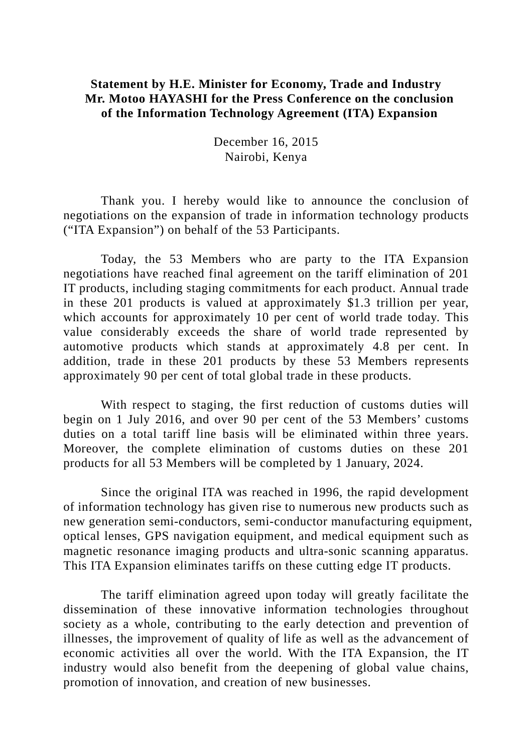**Statement by H.E. Minister for Economy, Trade and Industry Mr. Motoo HAYASHI for the Press Conference on the conclusion of the Information Technology Agreement (ITA) Expansion**

December 16, 2015
Nairobi, Kenya

Thank you. I hereby would like to announce the conclusion of negotiations on the expansion of trade in information technology products ("ITA Expansion") on behalf of the 53 Participants.

Today, the 53 Members who are party to the ITA Expansion negotiations have reached final agreement on the tariff elimination of 201 IT products, including staging commitments for each product. Annual trade in these 201 products is valued at approximately $1.3 trillion per year, which accounts for approximately 10 per cent of world trade today. This value considerably exceeds the share of world trade represented by automotive products which stands at approximately 4.8 per cent. In addition, trade in these 201 products by these 53 Members represents approximately 90 per cent of total global trade in these products.

With respect to staging, the first reduction of customs duties will begin on 1 July 2016, and over 90 per cent of the 53 Members' customs duties on a total tariff line basis will be eliminated within three years. Moreover, the complete elimination of customs duties on these 201 products for all 53 Members will be completed by 1 January, 2024.

Since the original ITA was reached in 1996, the rapid development of information technology has given rise to numerous new products such as new generation semi-conductors, semi-conductor manufacturing equipment, optical lenses, GPS navigation equipment, and medical equipment such as magnetic resonance imaging products and ultra-sonic scanning apparatus. This ITA Expansion eliminates tariffs on these cutting edge IT products.

The tariff elimination agreed upon today will greatly facilitate the dissemination of these innovative information technologies throughout society as a whole, contributing to the early detection and prevention of illnesses, the improvement of quality of life as well as the advancement of economic activities all over the world. With the ITA Expansion, the IT industry would also benefit from the deepening of global value chains, promotion of innovation, and creation of new businesses.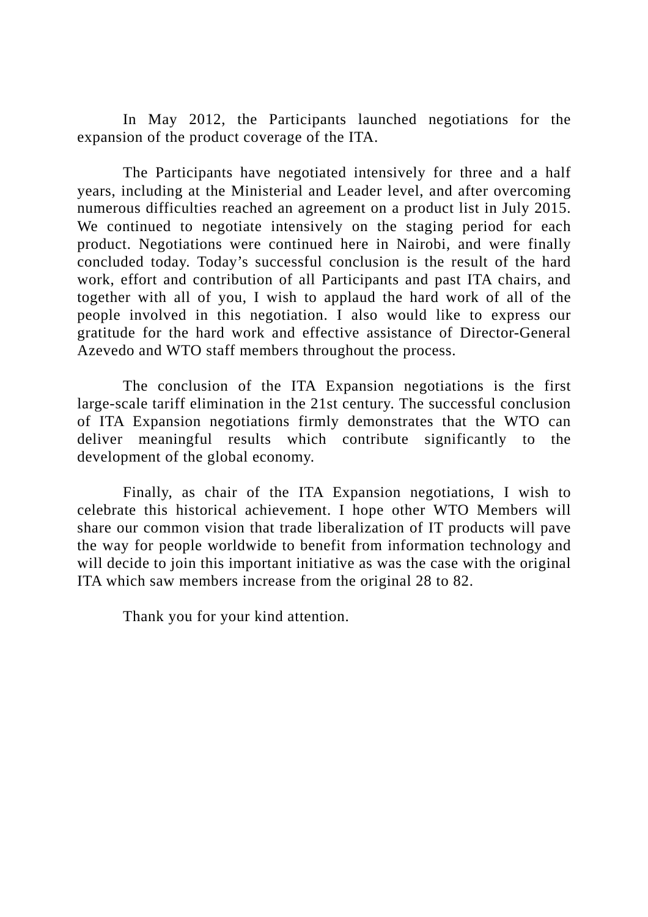In May 2012, the Participants launched negotiations for the expansion of the product coverage of the ITA.

The Participants have negotiated intensively for three and a half years, including at the Ministerial and Leader level, and after overcoming numerous difficulties reached an agreement on a product list in July 2015. We continued to negotiate intensively on the staging period for each product. Negotiations were continued here in Nairobi, and were finally concluded today. Today's successful conclusion is the result of the hard work, effort and contribution of all Participants and past ITA chairs, and together with all of you, I wish to applaud the hard work of all of the people involved in this negotiation. I also would like to express our gratitude for the hard work and effective assistance of Director-General Azevedo and WTO staff members throughout the process.

The conclusion of the ITA Expansion negotiations is the first large-scale tariff elimination in the 21st century. The successful conclusion of ITA Expansion negotiations firmly demonstrates that the WTO can deliver meaningful results which contribute significantly to the development of the global economy.

Finally, as chair of the ITA Expansion negotiations, I wish to celebrate this historical achievement. I hope other WTO Members will share our common vision that trade liberalization of IT products will pave the way for people worldwide to benefit from information technology and will decide to join this important initiative as was the case with the original ITA which saw members increase from the original 28 to 82.

Thank you for your kind attention.